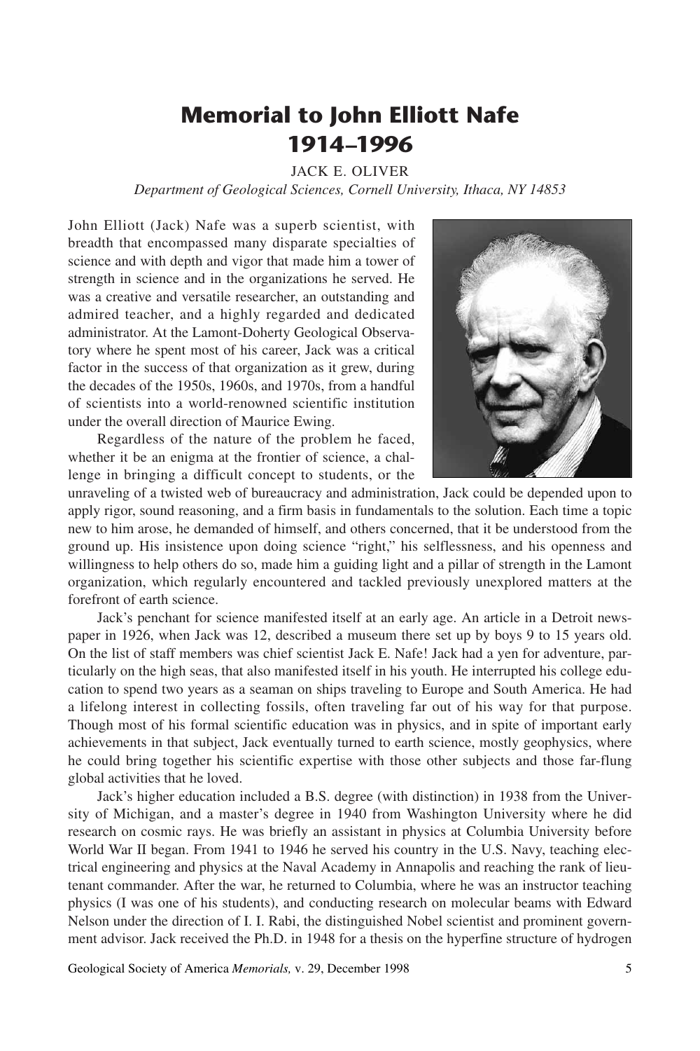# Memorial to John Elliott Nafe 1914–1996

JACK E. OLIVER

*Department of Geological Sciences, Cornell University, Ithaca, NY 14853*

John Elliott (Jack) Nafe was a superb scientist, with breadth that encompassed many disparate specialties of science and with depth and vigor that made him a tower of strength in science and in the organizations he served. He was a creative and versatile researcher, an outstanding and admired teacher, and a highly regarded and dedicated administrator. At the Lamont-Doherty Geological Observatory where he spent most of his career, Jack was a critical factor in the success of that organization as it grew, during the decades of the 1950s, 1960s, and 1970s, from a handful of scientists into a world-renowned scientific institution under the overall direction of Maurice Ewing.

Regardless of the nature of the problem he faced, whether it be an enigma at the frontier of science, a challenge in bringing a difficult concept to students, or the unraveling of a twisted web of bureaucracy and administration, Jack could be depended upon to apply rigor, sound reasoning, and a firm basis in fundamentals to the solution. Each time a topic new to him arose, he demanded of himself, and others concerned, that it be understood from the ground up. His insistence upon doing science "right," his selflessness, and his openness and willingness to help others do so, made him a guiding light and a pillar of strength in the Lamont organization, which regularly encountered and tackled previously unexplored matters at the forefront of earth science.

Jack's penchant for science manifested itself at an early age. An article in a Detroit newspaper in 1926, when Jack was 12, described a museum there set up by boys 9 to 15 years old. On the list of staff members was chief scientist Jack E. Nafe! Jack had a yen for adventure, particularly on the high seas, that also manifested itself in his youth. He interrupted his college education to spend two years as a seaman on ships traveling to Europe and South America. He had a lifelong interest in collecting fossils, often traveling far out of his way for that purpose. Though most of his formal scientific education was in physics, and in spite of important early achievements in that subject, Jack eventually turned to earth science, mostly geophysics, where he could bring together his scientific expertise with those other subjects and those far-flung global activities that he loved.

Jack's higher education included a B.S. degree (with distinction) in 1938 from the University of Michigan, and a master's degree in 1940 from Washington University where he did research on cosmic rays. He was briefly an assistant in physics at Columbia University before World War II began. From 1941 to 1946 he served his country in the U.S. Navy, teaching electrical engineering and physics at the Naval Academy in Annapolis and reaching the rank of lieutenant commander. After the war, he returned to Columbia, where he was an instructor teaching physics (I was one of his students), and conducting research on molecular beams with Edward Nelson under the direction of I. I. Rabi, the distinguished Nobel scientist and prominent government advisor. Jack received the Ph.D. in 1948 for a thesis on the hyperfine structure of hydrogen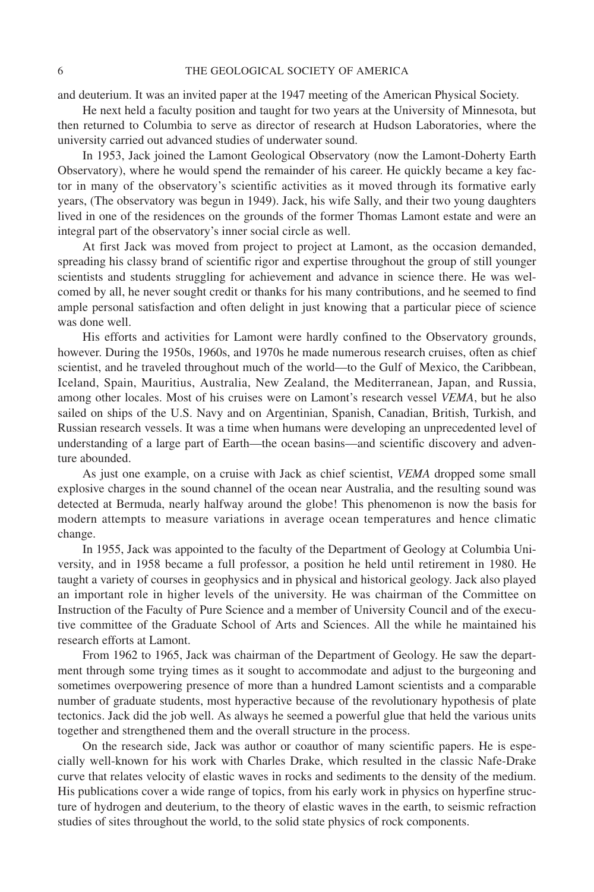and deuterium. It was an invited paper at the 1947 meeting of the American Physical Society.

He next held a faculty position and taught for two years at the University of Minnesota, but then returned to Columbia to serve as director of research at Hudson Laboratories, where the university carried out advanced studies of underwater sound.

In 1953, Jack joined the Lamont Geological Observatory (now the Lamont-Doherty Earth Observatory), where he would spend the remainder of his career. He quickly became a key factor in many of the observatory's scientific activities as it moved through its formative early years, (The observatory was begun in 1949). Jack, his wife Sally, and their two young daughters lived in one of the residences on the grounds of the former Thomas Lamont estate and were an integral part of the observatory's inner social circle as well.

At first Jack was moved from project to project at Lamont, as the occasion demanded, spreading his classy brand of scientific rigor and expertise throughout the group of still younger scientists and students struggling for achievement and advance in science there. He was welcomed by all, he never sought credit or thanks for his many contributions, and he seemed to find ample personal satisfaction and often delight in just knowing that a particular piece of science was done well.

His efforts and activities for Lamont were hardly confined to the Observatory grounds, however. During the 1950s, 1960s, and 1970s he made numerous research cruises, often as chief scientist, and he traveled throughout much of the world—to the Gulf of Mexico, the Caribbean, Iceland, Spain, Mauritius, Australia, New Zealand, the Mediterranean, Japan, and Russia, among other locales. Most of his cruises were on Lamont's research vessel *VEMA*, but he also sailed on ships of the U.S. Navy and on Argentinian, Spanish, Canadian, British, Turkish, and Russian research vessels. It was a time when humans were developing an unprecedented level of understanding of a large part of Earth—the ocean basins—and scientific discovery and adventure abounded.

As just one example, on a cruise with Jack as chief scientist, *VEMA* dropped some small explosive charges in the sound channel of the ocean near Australia, and the resulting sound was detected at Bermuda, nearly halfway around the globe! This phenomenon is now the basis for modern attempts to measure variations in average ocean temperatures and hence climatic change.

In 1955, Jack was appointed to the faculty of the Department of Geology at Columbia University, and in 1958 became a full professor, a position he held until retirement in 1980. He taught a variety of courses in geophysics and in physical and historical geology. Jack also played an important role in higher levels of the university. He was chairman of the Committee on Instruction of the Faculty of Pure Science and a member of University Council and of the executive committee of the Graduate School of Arts and Sciences. All the while he maintained his research efforts at Lamont.

From 1962 to 1965, Jack was chairman of the Department of Geology. He saw the department through some trying times as it sought to accommodate and adjust to the burgeoning and sometimes overpowering presence of more than a hundred Lamont scientists and a comparable number of graduate students, most hyperactive because of the revolutionary hypothesis of plate tectonics. Jack did the job well. As always he seemed a powerful glue that held the various units together and strengthened them and the overall structure in the process.

On the research side, Jack was author or coauthor of many scientific papers. He is especially well-known for his work with Charles Drake, which resulted in the classic Nafe-Drake curve that relates velocity of elastic waves in rocks and sediments to the density of the medium. His publications cover a wide range of topics, from his early work in physics on hyperfine structure of hydrogen and deuterium, to the theory of elastic waves in the earth, to seismic refraction studies of sites throughout the world, to the solid state physics of rock components.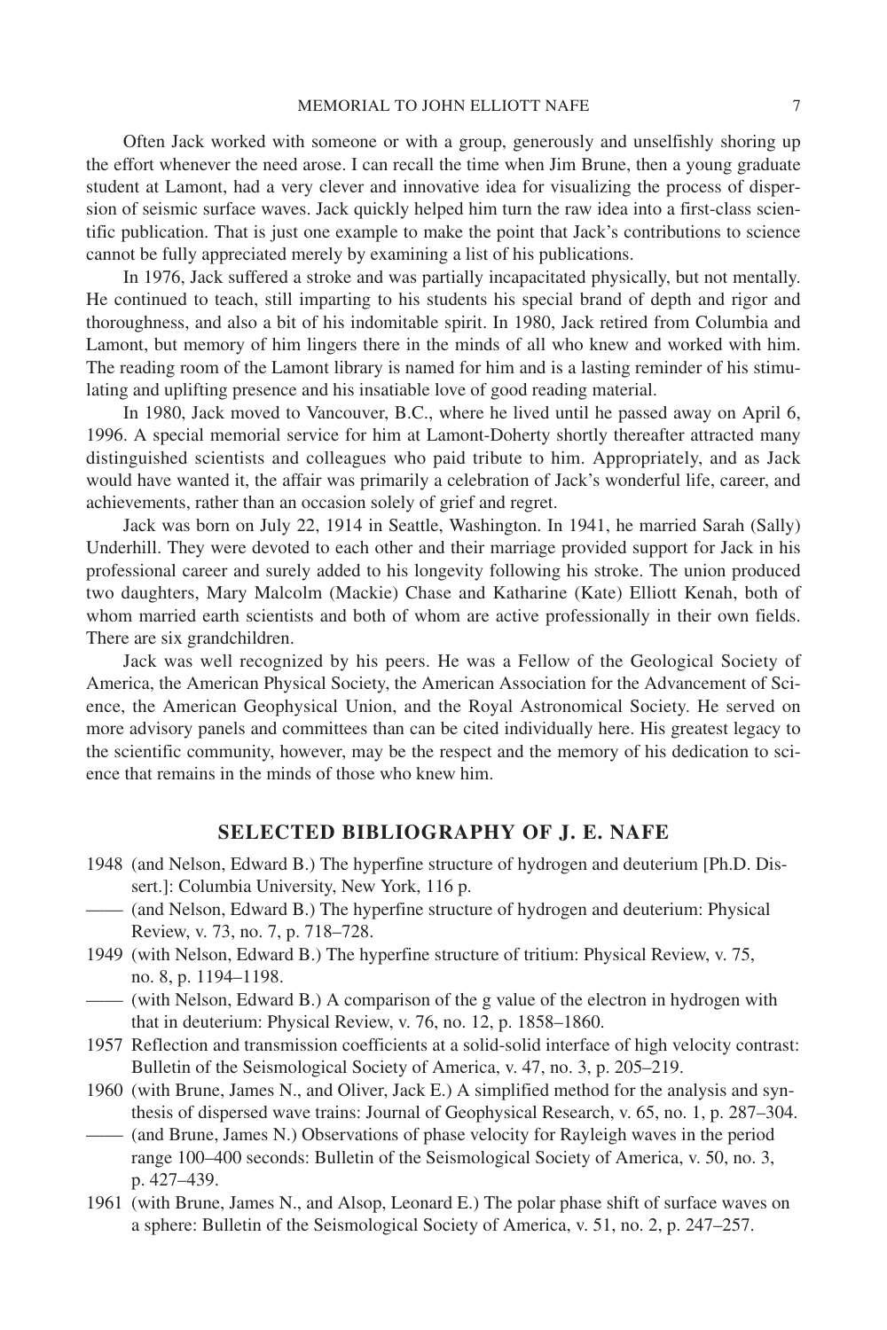Often Jack worked with someone or with a group, generously and unselfishly shoring up the effort whenever the need arose. I can recall the time when Jim Brune, then a young graduate student at Lamont, had a very clever and innovative idea for visualizing the process of dispersion of seismic surface waves. Jack quickly helped him turn the raw idea into a first-class scientific publication. That is just one example to make the point that Jack's contributions to science cannot be fully appreciated merely by examining a list of his publications.

In 1976, Jack suffered a stroke and was partially incapacitated physically, but not mentally. He continued to teach, still imparting to his students his special brand of depth and rigor and thoroughness, and also a bit of his indomitable spirit. In 1980, Jack retired from Columbia and Lamont, but memory of him lingers there in the minds of all who knew and worked with him. The reading room of the Lamont library is named for him and is a lasting reminder of his stimulating and uplifting presence and his insatiable love of good reading material.

In 1980, Jack moved to Vancouver, B.C., where he lived until he passed away on April 6, 1996. A special memorial service for him at Lamont-Doherty shortly thereafter attracted many distinguished scientists and colleagues who paid tribute to him. Appropriately, and as Jack would have wanted it, the affair was primarily a celebration of Jack's wonderful life, career, and achievements, rather than an occasion solely of grief and regret.

Jack was born on July 22, 1914 in Seattle, Washington. In 1941, he married Sarah (Sally) Underhill. They were devoted to each other and their marriage provided support for Jack in his professional career and surely added to his longevity following his stroke. The union produced two daughters, Mary Malcolm (Mackie) Chase and Katharine (Kate) Elliott Kenah, both of whom married earth scientists and both of whom are active professionally in their own fields. There are six grandchildren.

Jack was well recognized by his peers. He was a Fellow of the Geological Society of America, the American Physical Society, the American Association for the Advancement of Science, the American Geophysical Union, and the Royal Astronomical Society. He served on more advisory panels and committees than can be cited individually here. His greatest legacy to the scientific community, however, may be the respect and the memory of his dedication to science that remains in the minds of those who knew him.

## SELECTED BIBLIOGRAPHY OF J. E. NAFE

1948 (and Nelson, Edward B.) The hyperfine structure of hydrogen and deuterium [Ph.D. Dissert.]: Columbia University, New York, 116 p.

—— (and Nelson, Edward B.) The hyperfine structure of hydrogen and deuterium: Physical Review, v. 73, no. 7, p. 718–728.

1949 (with Nelson, Edward B.) The hyperfine structure of tritium: Physical Review, v. 75, no. 8, p. 1194–1198.

—— (with Nelson, Edward B.) A comparison of the g value of the electron in hydrogen with that in deuterium: Physical Review, v. 76, no. 12, p. 1858–1860.

1957 Reflection and transmission coefficients at a solid-solid interface of high velocity contrast: Bulletin of the Seismological Society of America, v. 47, no. 3, p. 205–219.

1960 (with Brune, James N., and Oliver, Jack E.) A simplified method for the analysis and synthesis of dispersed wave trains: Journal of Geophysical Research, v. 65, no. 1, p. 287–304.

—— (and Brune, James N.) Observations of phase velocity for Rayleigh waves in the period range 100–400 seconds: Bulletin of the Seismological Society of America, v. 50, no. 3, p. 427–439.

1961 (with Brune, James N., and Alsop, Leonard E.) The polar phase shift of surface waves on a sphere: Bulletin of the Seismological Society of America, v. 51, no. 2, p. 247–257.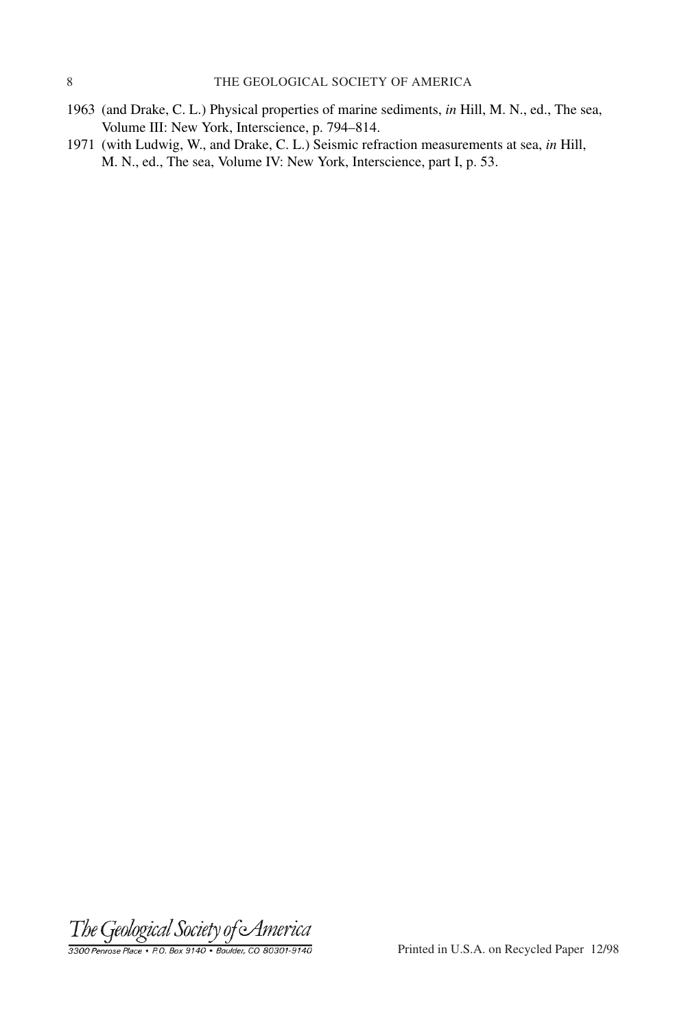1963 (and Drake, C. L.) Physical properties of marine sediments, *in* Hill, M. N., ed., The sea, Volume III: New York, Interscience, p. 794–814.

1971 (with Ludwig, W., and Drake, C. L.) Seismic refraction measurements at sea, *in* Hill, M. N., ed., The sea, Volume IV: New York, Interscience, part I, p. 53.

The Geological Society of America
3300 Penrose Place • P.O. Box 9140 • Boulder, CO 80301-9140

Printed in U.S.A. on Recycled Paper 12/98